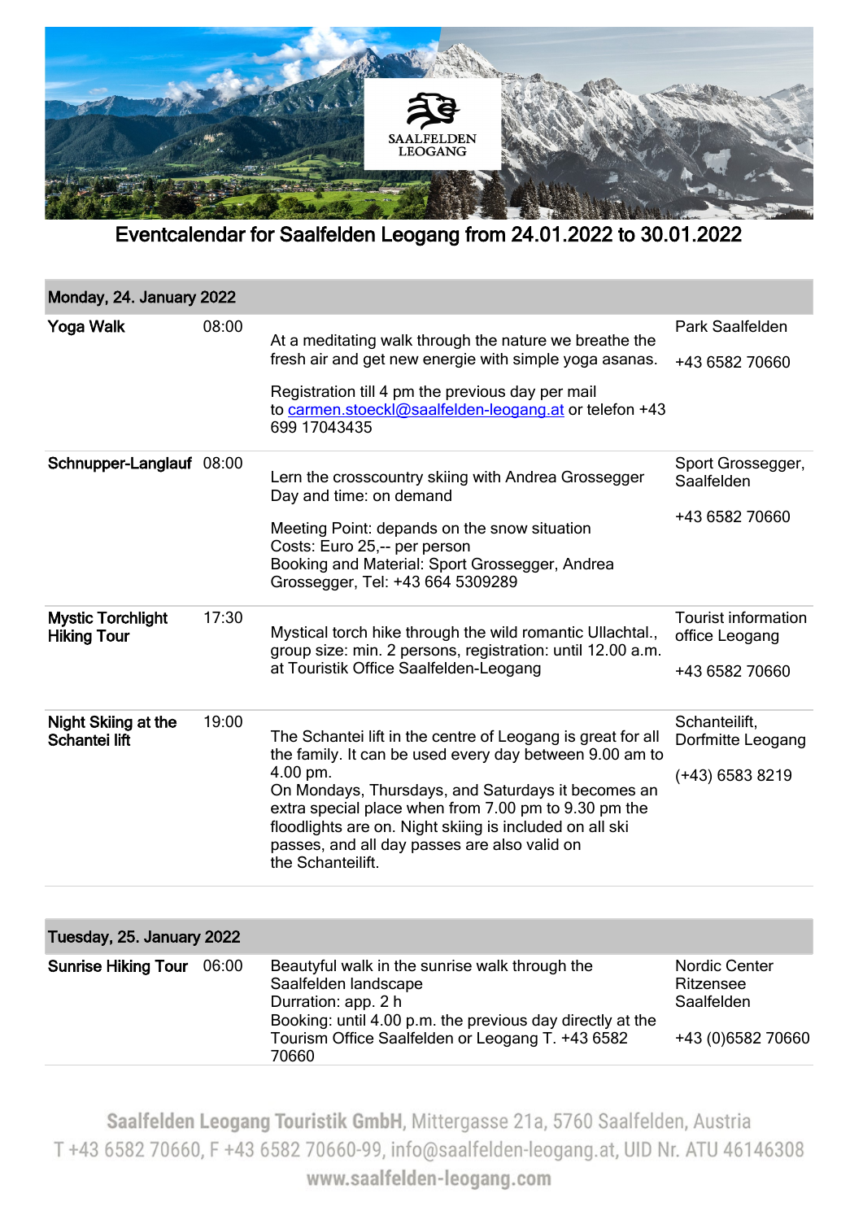# Eventcalendar for Saalfelden Leogang from 24.01.2022 to 30.01.2022

## Monday, 24. January 2022

| Event | Time | Description | Location |
|---|---|---|---|
| **Yoga Walk** | 08:00 | At a meditating walk through the nature we breathe the fresh air and get new energie with simple yoga asanas.<br><br>Registration till 4 pm the previous day per mail to carmen.stoeckl@saalfelden-leogang.at or telefon +43 699 17043435 | Park Saalfelden<br><br>+43 6582 70660 |
| **Schnupper-Langlauf** | 08:00 | Lern the crosscountry skiing with Andrea Grossegger<br>Day and time: on demand<br><br>Meeting Point: depands on the snow situation<br>Costs: Euro 25,-- per person<br>Booking and Material: Sport Grossegger, Andrea Grossegger, Tel: +43 664 5309289 | Sport Grossegger, Saalfelden<br><br>+43 6582 70660 |
| **Mystic Torchlight Hiking Tour** | 17:30 | Mystical torch hike through the wild romantic Ullachtal., group size: min. 2 persons, registration: until 12.00 a.m. at Touristik Office Saalfelden-Leogang | Tourist information office Leogang<br><br>+43 6582 70660 |
| **Night Skiing at the Schantei lift** | 19:00 | The Schantei lift in the centre of Leogang is great for all the family. It can be used every day between 9.00 am to 4.00 pm.<br>On Mondays, Thursdays, and Saturdays it becomes an extra special place when from 7.00 pm to 9.30 pm the floodlights are on. Night skiing is included on all ski passes, and all day passes are also valid on the Schanteilift. | Schanteilift, Dorfmitte Leogang<br><br>(+43) 6583 8219 |

## Tuesday, 25. January 2022

| Event | Time | Description | Location |
|---|---|---|---|
| **Sunrise Hiking Tour** | 06:00 | Beautyful walk in the sunrise walk through the Saalfelden landscape<br>Durration: app. 2 h<br>Booking: until 4.00 p.m. the previous day directly at the Tourism Office Saalfelden or Leogang T. +43 6582 70660 | Nordic Center Ritzensee Saalfelden<br><br>+43 (0)6582 70660 |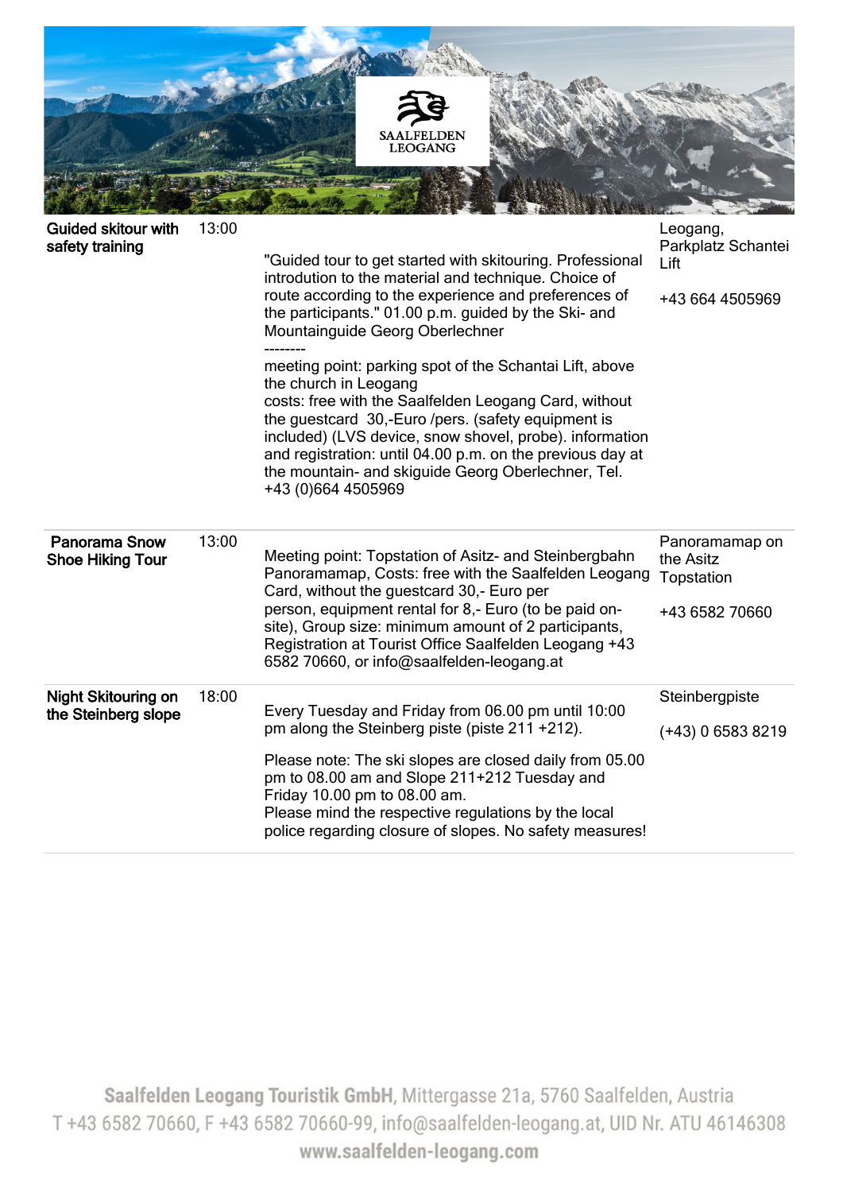| Event | Time | Description | Location / Contact |
|---|---|---|---|
| **Guided skitour with safety training** | 13:00 | "Guided tour to get started with skitouring. Professional introdution to the material and technique. Choice of route according to the experience and preferences of the participants." 01.00 p.m. guided by the Ski- and Mountainguide Georg Oberlechner<br>--------<br>meeting point: parking spot of the Schantai Lift, above the church in Leogang<br>costs: free with the Saalfelden Leogang Card, without the guestcard 30,-Euro /pers. (safety equipment is included) (LVS device, snow shovel, probe). information and registration: until 04.00 p.m. on the previous day at the mountain- and skiguide Georg Oberlechner, Tel. +43 (0)664 4505969 | Leogang, Parkplatz Schantei Lift<br><br>+43 664 4505969 |
| **Panorama Snow Shoe Hiking Tour** | 13:00 | Meeting point: Topstation of Asitz- and Steinbergbahn Panoramamap, Costs: free with the Saalfelden Leogang Card, without the guestcard 30,- Euro per person, equipment rental for 8,- Euro (to be paid on-site), Group size: minimum amount of 2 participants, Registration at Tourist Office Saalfelden Leogang +43 6582 70660, or info@saalfelden-leogang.at | Panoramamap on the Asitz Topstation<br><br>+43 6582 70660 |
| **Night Skitouring on the Steinberg slope** | 18:00 | Every Tuesday and Friday from 06.00 pm until 10:00 pm along the Steinberg piste (piste 211 +212).<br><br>Please note: The ski slopes are closed daily from 05.00 pm to 08.00 am and Slope 211+212 Tuesday and Friday 10.00 pm to 08.00 am.<br>Please mind the respective regulations by the local police regarding closure of slopes. No safety measures! | Steinbergpiste<br><br>(+43) 0 6583 8219 |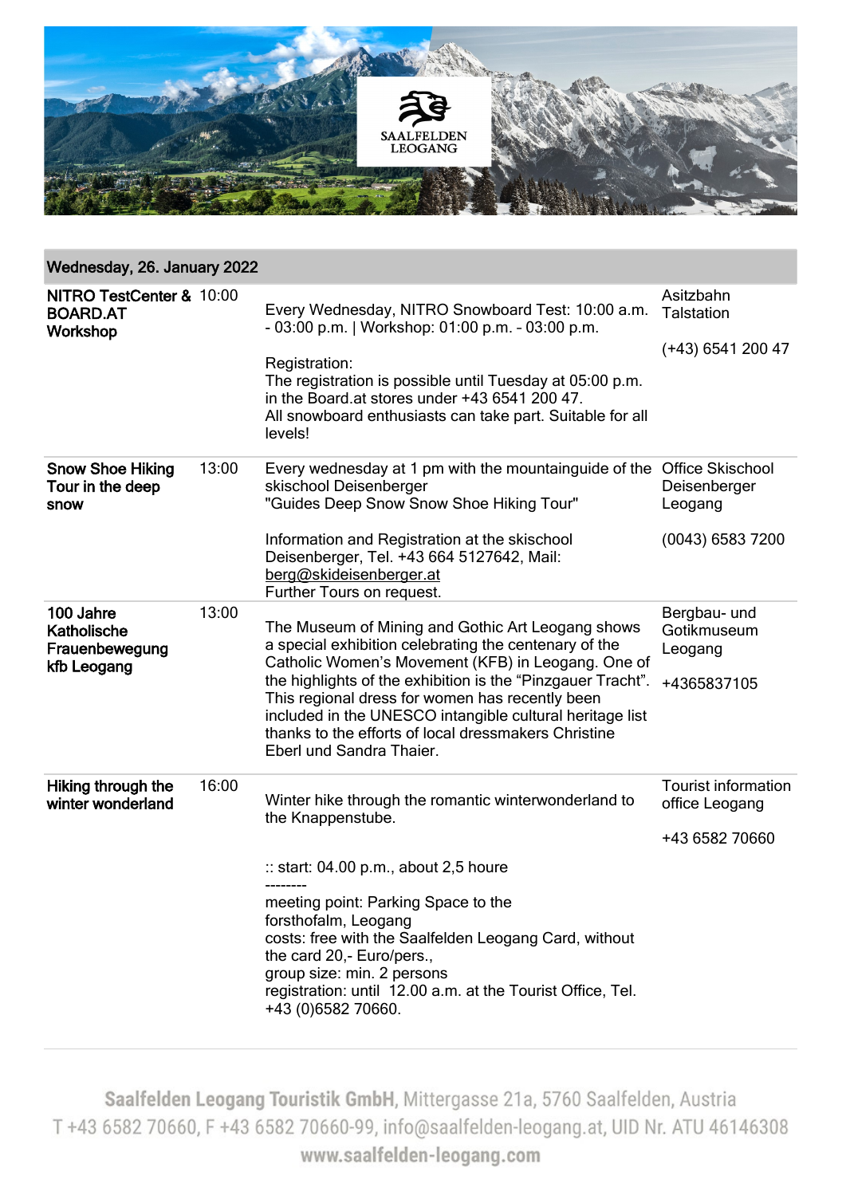## Wednesday, 26. January 2022

| Event | Time | Description | Location / Contact |
|---|---|---|---|
| **NITRO TestCenter & BOARD.AT Workshop** | 10:00 | Every Wednesday, NITRO Snowboard Test: 10:00 a.m. - 03:00 p.m. \| Workshop: 01:00 p.m. – 03:00 p.m.<br><br>Registration:<br>The registration is possible until Tuesday at 05:00 p.m. in the Board.at stores under +43 6541 200 47.<br>All snowboard enthusiasts can take part. Suitable for all levels! | Asitzbahn Talstation<br><br>(+43) 6541 200 47 |
| **Snow Shoe Hiking Tour in the deep snow** | 13:00 | Every wednesday at 1 pm with the mountainguide of the skischool Deisenberger<br>"Guides Deep Snow Snow Shoe Hiking Tour"<br><br>Information and Registration at the skischool Deisenberger, Tel. +43 664 5127642, Mail: berg@skideisenberger.at<br>Further Tours on request. | Office Skischool Deisenberger Leogang<br><br>(0043) 6583 7200 |
| **100 Jahre Katholische Frauenbewegung kfb Leogang** | 13:00 | The Museum of Mining and Gothic Art Leogang shows a special exhibition celebrating the centenary of the Catholic Women's Movement (KFB) in Leogang. One of the highlights of the exhibition is the "Pinzgauer Tracht". This regional dress for women has recently been included in the UNESCO intangible cultural heritage list thanks to the efforts of local dressmakers Christine Eberl und Sandra Thaier. | Bergbau- und Gotikmuseum Leogang<br><br>+4365837105 |
| **Hiking through the winter wonderland** | 16:00 | Winter hike through the romantic winterwonderland to the Knappenstube.<br><br>:: start: 04.00 p.m., about 2,5 houre<br>--------<br>meeting point: Parking Space to the forsthofalm, Leogang<br>costs: free with the Saalfelden Leogang Card, without the card 20,- Euro/pers.,<br>group size: min. 2 persons<br>registration: until 12.00 a.m. at the Tourist Office, Tel. +43 (0)6582 70660. | Tourist information office Leogang<br><br>+43 6582 70660 |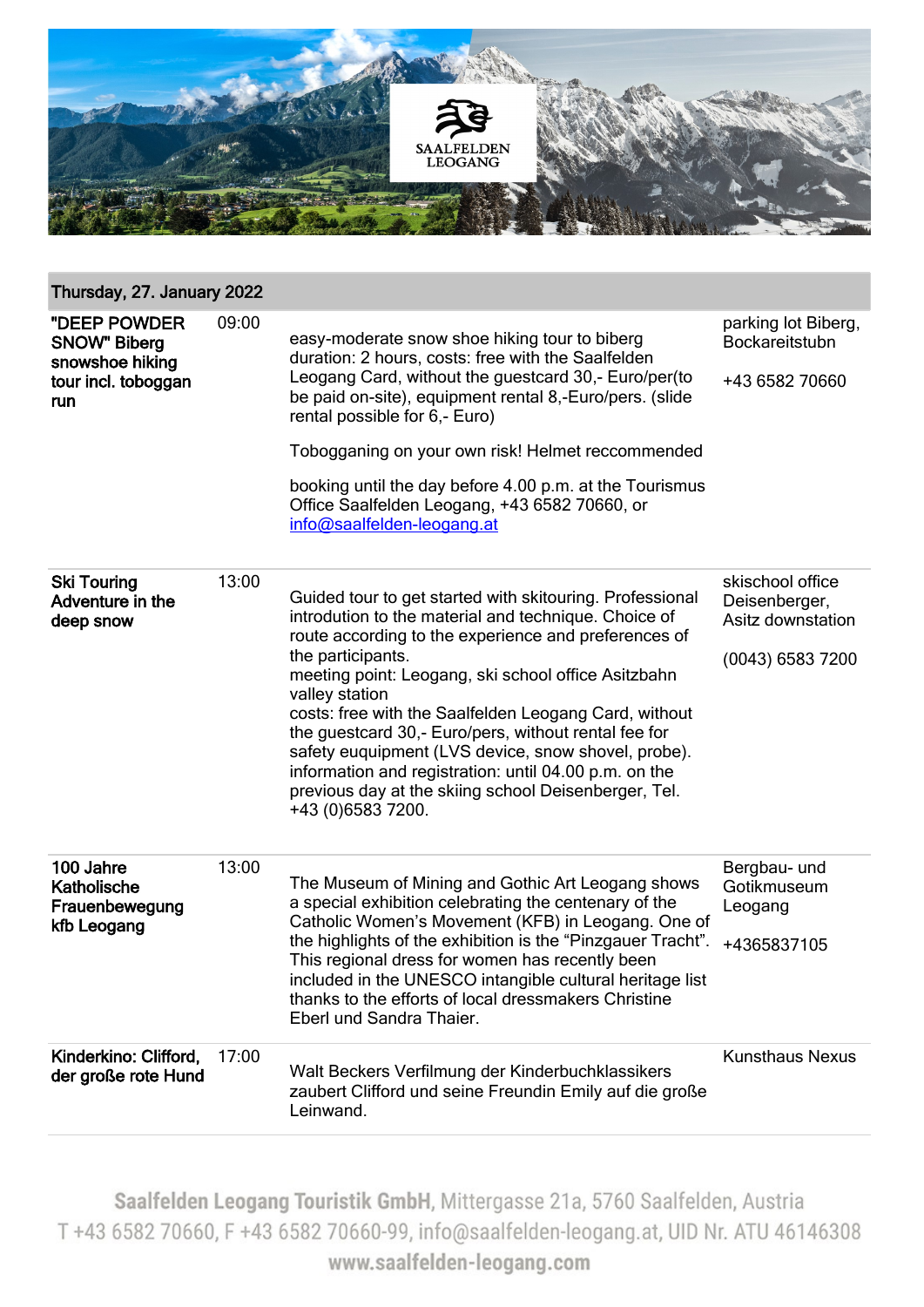## Thursday, 27. January 2022

| Event | Time | Description | Location / Contact |
|---|---|---|---|
| **"DEEP POWDER SNOW" Biberg snowshoe hiking tour incl. toboggan run** | 09:00 | easy-moderate snow shoe hiking tour to biberg duration: 2 hours, costs: free with the Saalfelden Leogang Card, without the guestcard 30,- Euro/per(to be paid on-site), equipment rental 8,-Euro/pers. (slide rental possible for 6,- Euro)<br><br>Tobogganing on your own risk! Helmet reccommended<br><br>booking until the day before 4.00 p.m. at the Tourismus Office Saalfelden Leogang, +43 6582 70660, or [info@saalfelden-leogang.at](mailto:info@saalfelden-leogang.at) | parking lot Biberg, Bockareitstubn<br><br>+43 6582 70660 |
| **Ski Touring Adventure in the deep snow** | 13:00 | Guided tour to get started with skitouring. Professional introduction to the material and technique. Choice of route according to the experience and preferences of the participants.<br>meeting point: Leogang, ski school office Asitzbahn valley station<br>costs: free with the Saalfelden Leogang Card, without the guestcard 30,- Euro/pers, without rental fee for safety euquipment (LVS device, snow shovel, probe).<br>information and registration: until 04.00 p.m. on the previous day at the skiing school Deisenberger, Tel. +43 (0)6583 7200. | skischool office Deisenberger, Asitz downstation<br><br>(0043) 6583 7200 |
| **100 Jahre Katholische Frauenbewegung kfb Leogang** | 13:00 | The Museum of Mining and Gothic Art Leogang shows a special exhibition celebrating the centenary of the Catholic Women's Movement (KFB) in Leogang. One of the highlights of the exhibition is the "Pinzgauer Tracht". This regional dress for women has recently been included in the UNESCO intangible cultural heritage list thanks to the efforts of local dressmakers Christine Eberl und Sandra Thaier. | Bergbau- und Gotikmuseum Leogang<br><br>+4365837105 |
| **Kinderkino: Clifford, der große rote Hund** | 17:00 | Walt Beckers Verfilmung der Kinderbuchklassikers zaubert Clifford und seine Freundin Emily auf die große Leinwand. | Kunsthaus Nexus |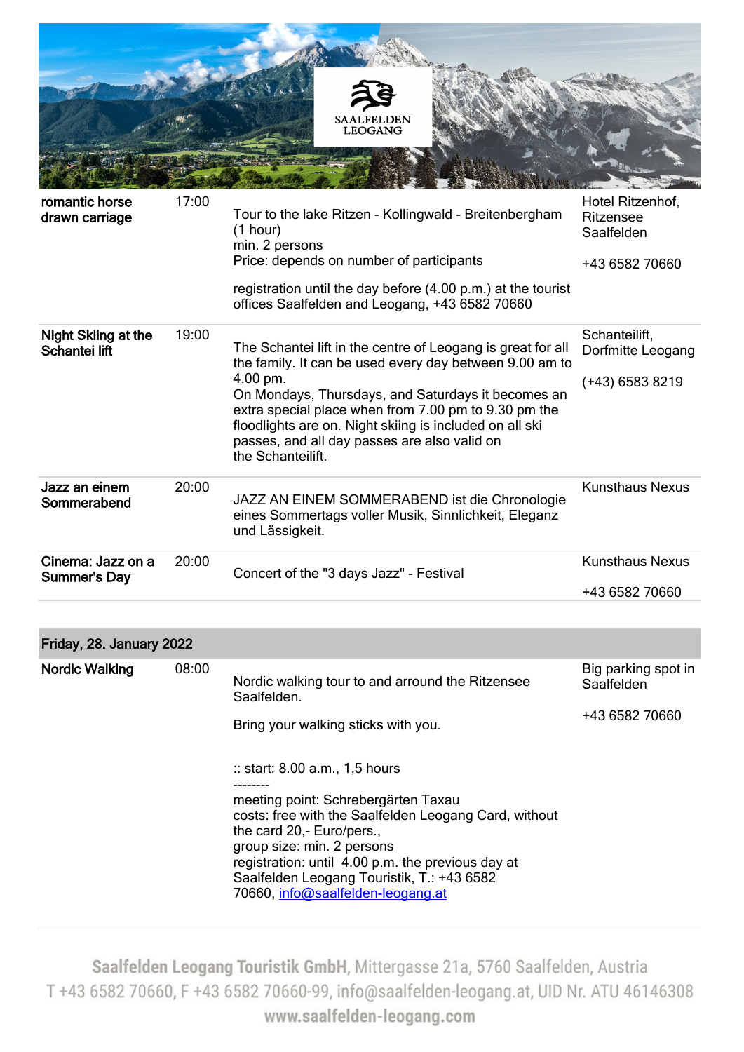| | | | |
|---|---|---|---|
| **romantic horse drawn carriage** | 17:00 | Tour to the lake Ritzen - Kollingwald - Breitenbergham (1 hour)<br>min. 2 persons<br>Price: depends on number of participants<br><br>registration until the day before (4.00 p.m.) at the tourist offices Saalfelden and Leogang, +43 6582 70660 | Hotel Ritzenhof, Ritzensee Saalfelden<br><br>+43 6582 70660 |
| **Night Skiing at the Schantei lift** | 19:00 | The Schantei lift in the centre of Leogang is great for all the family. It can be used every day between 9.00 am to 4.00 pm.<br>On Mondays, Thursdays, and Saturdays it becomes an extra special place when from 7.00 pm to 9.30 pm the floodlights are on. Night skiing is included on all ski passes, and all day passes are also valid on the Schanteilift. | Schanteilift, Dorfmitte Leogang<br><br>(+43) 6583 8219 |
| **Jazz an einem Sommerabend** | 20:00 | JAZZ AN EINEM SOMMERABEND ist die Chronologie eines Sommertags voller Musik, Sinnlichkeit, Eleganz und Lässigkeit. | Kunsthaus Nexus |
| **Cinema: Jazz on a Summer's Day** | 20:00 | Concert of the "3 days Jazz" - Festival | Kunsthaus Nexus<br><br>+43 6582 70660 |

## Friday, 28. January 2022

| | | | |
|---|---|---|---|
| **Nordic Walking** | 08:00 | Nordic walking tour to and arround the Ritzensee Saalfelden.<br><br>Bring your walking sticks with you.<br><br>:: start: 8.00 a.m., 1,5 hours<br>--------<br>meeting point: Schrebergärten Taxau<br>costs: free with the Saalfelden Leogang Card, without the card 20,- Euro/pers.,<br>group size: min. 2 persons<br>registration: until 4.00 p.m. the previous day at Saalfelden Leogang Touristik, T.: +43 6582 70660, info@saalfelden-leogang.at | Big parking spot in Saalfelden<br><br>+43 6582 70660 |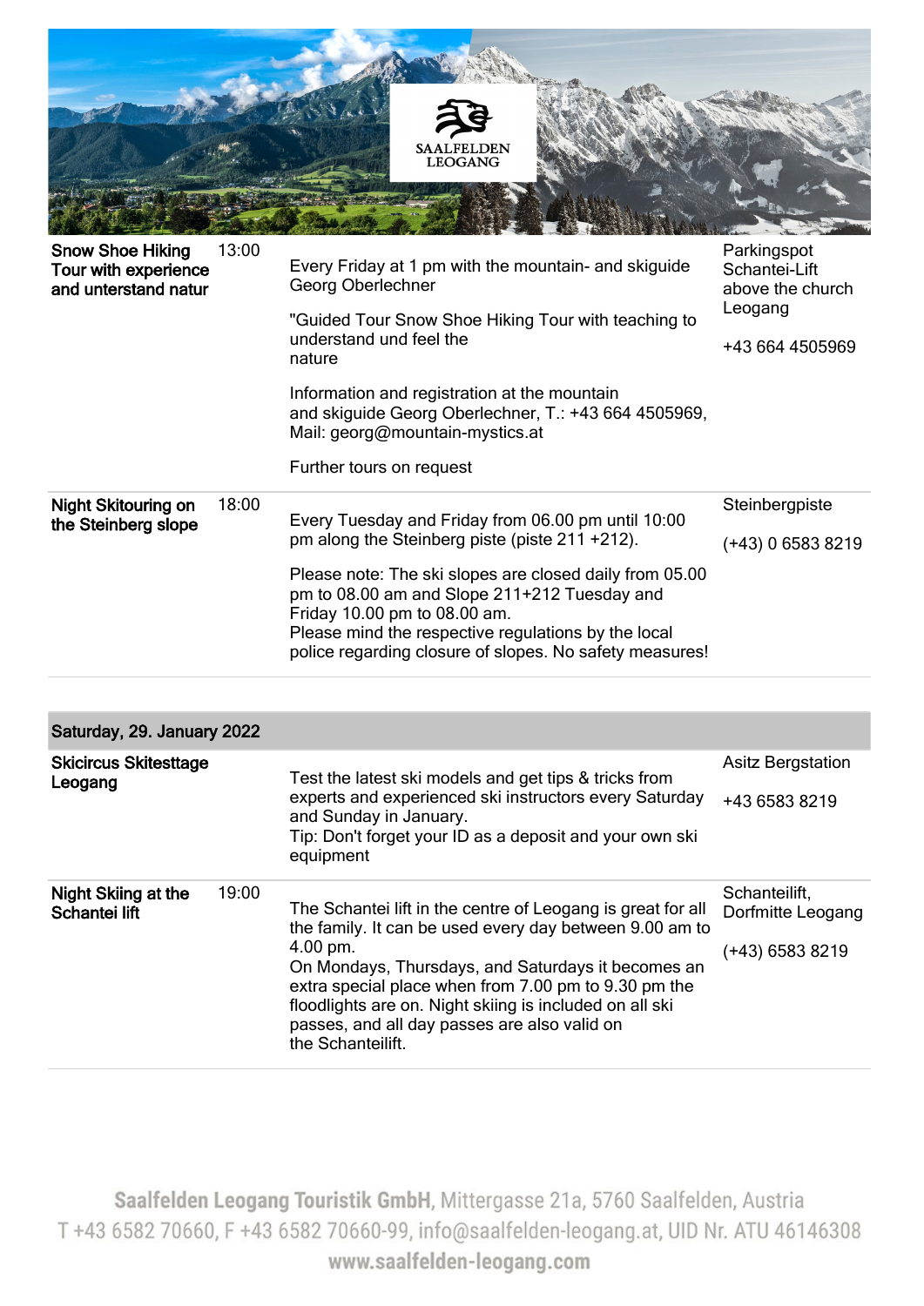| Snow Shoe Hiking Tour with experience and unterstand natur | 13:00 | Every Friday at 1 pm with the mountain- and skiguide Georg Oberlechner<br><br>"Guided Tour Snow Shoe Hiking Tour with teaching to understand und feel the nature<br><br>Information and registration at the mountain and skiguide Georg Oberlechner, T.: +43 664 4505969, Mail: georg@mountain-mystics.at<br><br>Further tours on request | Parkingspot Schantei-Lift above the church Leogang<br><br>+43 664 4505969 |
|---|---|---|---|
| Night Skitouring on the Steinberg slope | 18:00 | Every Tuesday and Friday from 06.00 pm until 10:00 pm along the Steinberg piste (piste 211 +212).<br><br>Please note: The ski slopes are closed daily from 05.00 pm to 08.00 am and Slope 211+212 Tuesday and Friday 10.00 pm to 08.00 am.<br>Please mind the respective regulations by the local police regarding closure of slopes. No safety measures! | Steinbergpiste<br><br>(+43) 0 6583 8219 |

## Saturday, 29. January 2022

| Skicircus Skitesttage Leogang | | Test the latest ski models and get tips & tricks from experts and experienced ski instructors every Saturday and Sunday in January.<br>Tip: Don't forget your ID as a deposit and your own ski equipment | Asitz Bergstation<br><br>+43 6583 8219 |
|---|---|---|---|
| Night Skiing at the Schantei lift | 19:00 | The Schantei lift in the centre of Leogang is great for all the family. It can be used every day between 9.00 am to 4.00 pm.<br>On Mondays, Thursdays, and Saturdays it becomes an extra special place when from 7.00 pm to 9.30 pm the floodlights are on. Night skiing is included on all ski passes, and all day passes are also valid on the Schanteilift. | Schanteilift, Dorfmitte Leogang<br><br>(+43) 6583 8219 |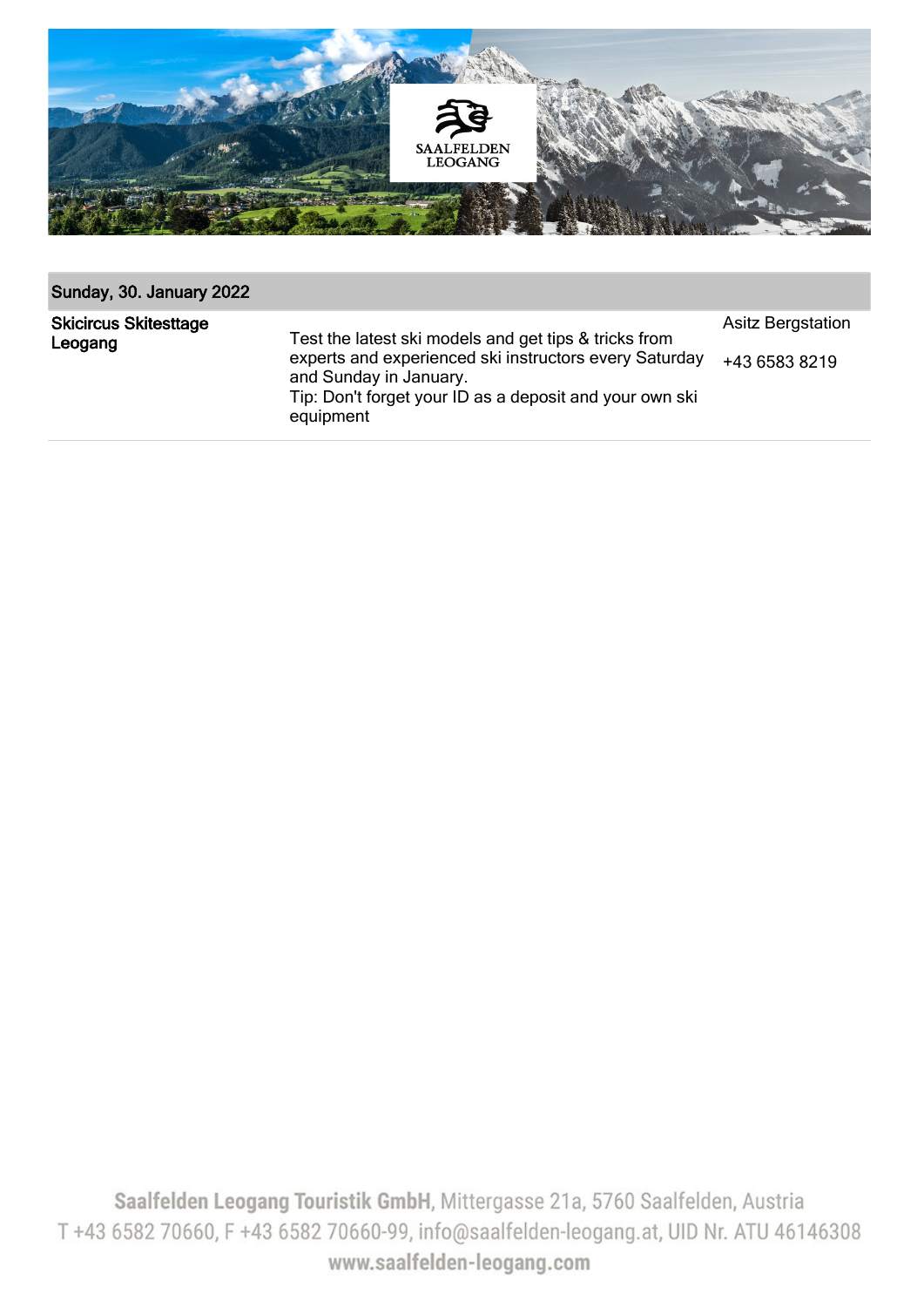| Sunday, 30. January 2022 | | |
|---|---|---|
| **Skicircus Skitesttage Leogang** | Test the latest ski models and get tips & tricks from experts and experienced ski instructors every Saturday and Sunday in January.<br>Tip: Don't forget your ID as a deposit and your own ski equipment | Asitz Bergstation<br><br>+43 6583 8219 |